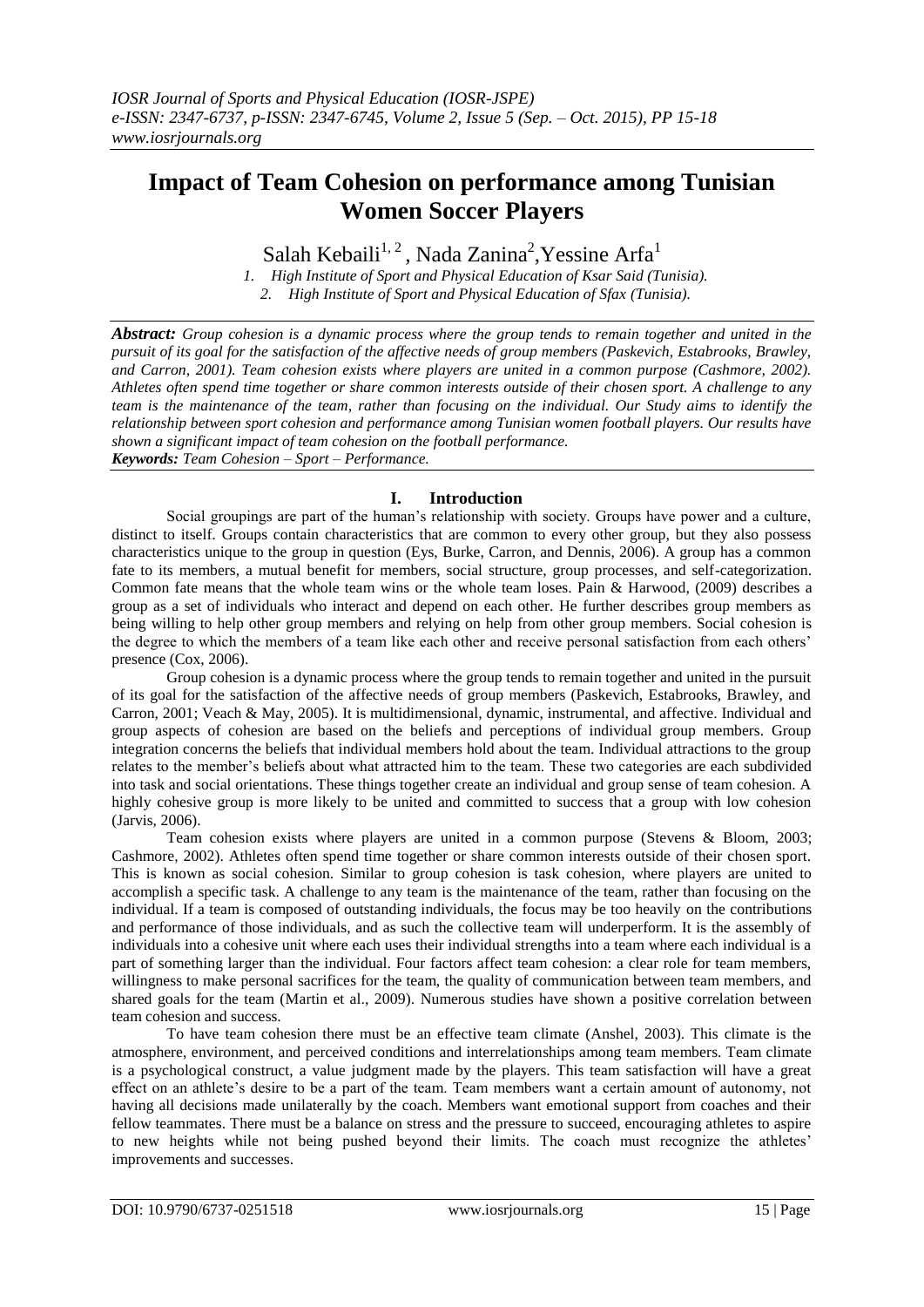# Impact of Team Cohesion on performance among Tunisian Women Soccer Players

Salah Kebaili[1, 2], Nada Zanina[2], Yessine Arfa[1]

1. *High Institute of Sport and Physical Education of Ksar Said (Tunisia).*
2. *High Institute of Sport and Physical Education of Sfax (Tunisia).*

***Abstract:*** *Group cohesion is a dynamic process where the group tends to remain together and united in the pursuit of its goal for the satisfaction of the affective needs of group members (Paskevich, Estabrooks, Brawley, and Carron, 2001). Team cohesion exists where players are united in a common purpose (Cashmore, 2002). Athletes often spend time together or share common interests outside of their chosen sport. A challenge to any team is the maintenance of the team, rather than focusing on the individual. Our Study aims to identify the relationship between sport cohesion and performance among Tunisian women football players. Our results have shown a significant impact of team cohesion on the football performance.*

***Keywords:*** *Team Cohesion – Sport – Performance.*

## I. Introduction

Social groupings are part of the human's relationship with society. Groups have power and a culture, distinct to itself. Groups contain characteristics that are common to every other group, but they also possess characteristics unique to the group in question (Eys, Burke, Carron, and Dennis, 2006). A group has a common fate to its members, a mutual benefit for members, social structure, group processes, and self-categorization. Common fate means that the whole team wins or the whole team loses. Pain & Harwood, (2009) describes a group as a set of individuals who interact and depend on each other. He further describes group members as being willing to help other group members and relying on help from other group members. Social cohesion is the degree to which the members of a team like each other and receive personal satisfaction from each others' presence (Cox, 2006).

Group cohesion is a dynamic process where the group tends to remain together and united in the pursuit of its goal for the satisfaction of the affective needs of group members (Paskevich, Estabrooks, Brawley, and Carron, 2001; Veach & May, 2005). It is multidimensional, dynamic, instrumental, and affective. Individual and group aspects of cohesion are based on the beliefs and perceptions of individual group members. Group integration concerns the beliefs that individual members hold about the team. Individual attractions to the group relates to the member's beliefs about what attracted him to the team. These two categories are each subdivided into task and social orientations. These things together create an individual and group sense of team cohesion. A highly cohesive group is more likely to be united and committed to success that a group with low cohesion (Jarvis, 2006).

Team cohesion exists where players are united in a common purpose (Stevens & Bloom, 2003; Cashmore, 2002). Athletes often spend time together or share common interests outside of their chosen sport. This is known as social cohesion. Similar to group cohesion is task cohesion, where players are united to accomplish a specific task. A challenge to any team is the maintenance of the team, rather than focusing on the individual. If a team is composed of outstanding individuals, the focus may be too heavily on the contributions and performance of those individuals, and as such the collective team will underperform. It is the assembly of individuals into a cohesive unit where each uses their individual strengths into a team where each individual is a part of something larger than the individual. Four factors affect team cohesion: a clear role for team members, willingness to make personal sacrifices for the team, the quality of communication between team members, and shared goals for the team (Martin et al., 2009). Numerous studies have shown a positive correlation between team cohesion and success.

To have team cohesion there must be an effective team climate (Anshel, 2003). This climate is the atmosphere, environment, and perceived conditions and interrelationships among team members. Team climate is a psychological construct, a value judgment made by the players. This team satisfaction will have a great effect on an athlete's desire to be a part of the team. Team members want a certain amount of autonomy, not having all decisions made unilaterally by the coach. Members want emotional support from coaches and their fellow teammates. There must be a balance on stress and the pressure to succeed, encouraging athletes to aspire to new heights while not being pushed beyond their limits. The coach must recognize the athletes' improvements and successes.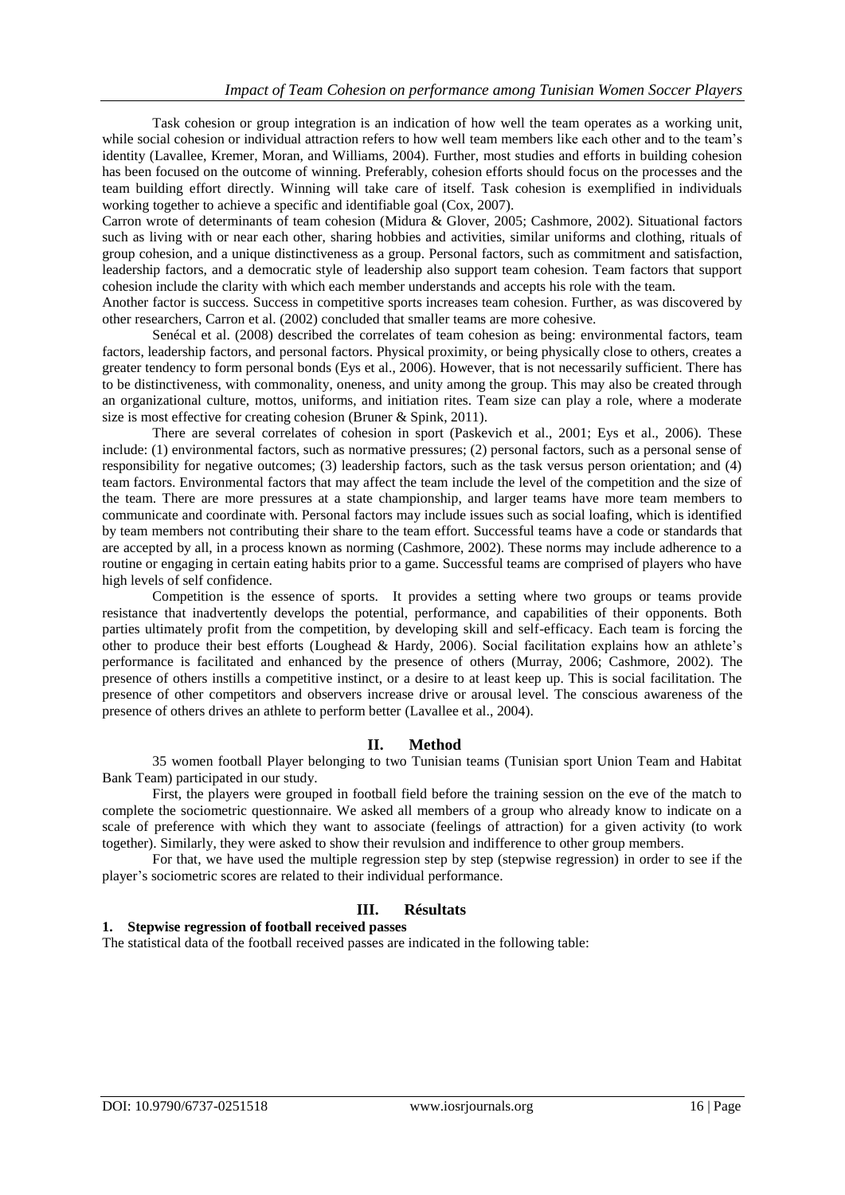Task cohesion or group integration is an indication of how well the team operates as a working unit, while social cohesion or individual attraction refers to how well team members like each other and to the team's identity (Lavallee, Kremer, Moran, and Williams, 2004). Further, most studies and efforts in building cohesion has been focused on the outcome of winning. Preferably, cohesion efforts should focus on the processes and the team building effort directly. Winning will take care of itself. Task cohesion is exemplified in individuals working together to achieve a specific and identifiable goal (Cox, 2007).

Carron wrote of determinants of team cohesion (Midura & Glover, 2005; Cashmore, 2002). Situational factors such as living with or near each other, sharing hobbies and activities, similar uniforms and clothing, rituals of group cohesion, and a unique distinctiveness as a group. Personal factors, such as commitment and satisfaction, leadership factors, and a democratic style of leadership also support team cohesion. Team factors that support cohesion include the clarity with which each member understands and accepts his role with the team.

Another factor is success. Success in competitive sports increases team cohesion. Further, as was discovered by other researchers, Carron et al. (2002) concluded that smaller teams are more cohesive.

Senécal et al. (2008) described the correlates of team cohesion as being: environmental factors, team factors, leadership factors, and personal factors. Physical proximity, or being physically close to others, creates a greater tendency to form personal bonds (Eys et al., 2006). However, that is not necessarily sufficient. There has to be distinctiveness, with commonality, oneness, and unity among the group. This may also be created through an organizational culture, mottos, uniforms, and initiation rites. Team size can play a role, where a moderate size is most effective for creating cohesion (Bruner & Spink, 2011).

There are several correlates of cohesion in sport (Paskevich et al., 2001; Eys et al., 2006). These include: (1) environmental factors, such as normative pressures; (2) personal factors, such as a personal sense of responsibility for negative outcomes; (3) leadership factors, such as the task versus person orientation; and (4) team factors. Environmental factors that may affect the team include the level of the competition and the size of the team. There are more pressures at a state championship, and larger teams have more team members to communicate and coordinate with. Personal factors may include issues such as social loafing, which is identified by team members not contributing their share to the team effort. Successful teams have a code or standards that are accepted by all, in a process known as norming (Cashmore, 2002). These norms may include adherence to a routine or engaging in certain eating habits prior to a game. Successful teams are comprised of players who have high levels of self confidence.

Competition is the essence of sports. It provides a setting where two groups or teams provide resistance that inadvertently develops the potential, performance, and capabilities of their opponents. Both parties ultimately profit from the competition, by developing skill and self-efficacy. Each team is forcing the other to produce their best efforts (Loughead & Hardy, 2006). Social facilitation explains how an athlete's performance is facilitated and enhanced by the presence of others (Murray, 2006; Cashmore, 2002). The presence of others instills a competitive instinct, or a desire to at least keep up. This is social facilitation. The presence of other competitors and observers increase drive or arousal level. The conscious awareness of the presence of others drives an athlete to perform better (Lavallee et al., 2004).

## II. Method

35 women football Player belonging to two Tunisian teams (Tunisian sport Union Team and Habitat Bank Team) participated in our study.

First, the players were grouped in football field before the training session on the eve of the match to complete the sociometric questionnaire. We asked all members of a group who already know to indicate on a scale of preference with which they want to associate (feelings of attraction) for a given activity (to work together). Similarly, they were asked to show their revulsion and indifference to other group members.

For that, we have used the multiple regression step by step (stepwise regression) in order to see if the player's sociometric scores are related to their individual performance.

## III. Résultats

### 1. Stepwise regression of football received passes

The statistical data of the football received passes are indicated in the following table: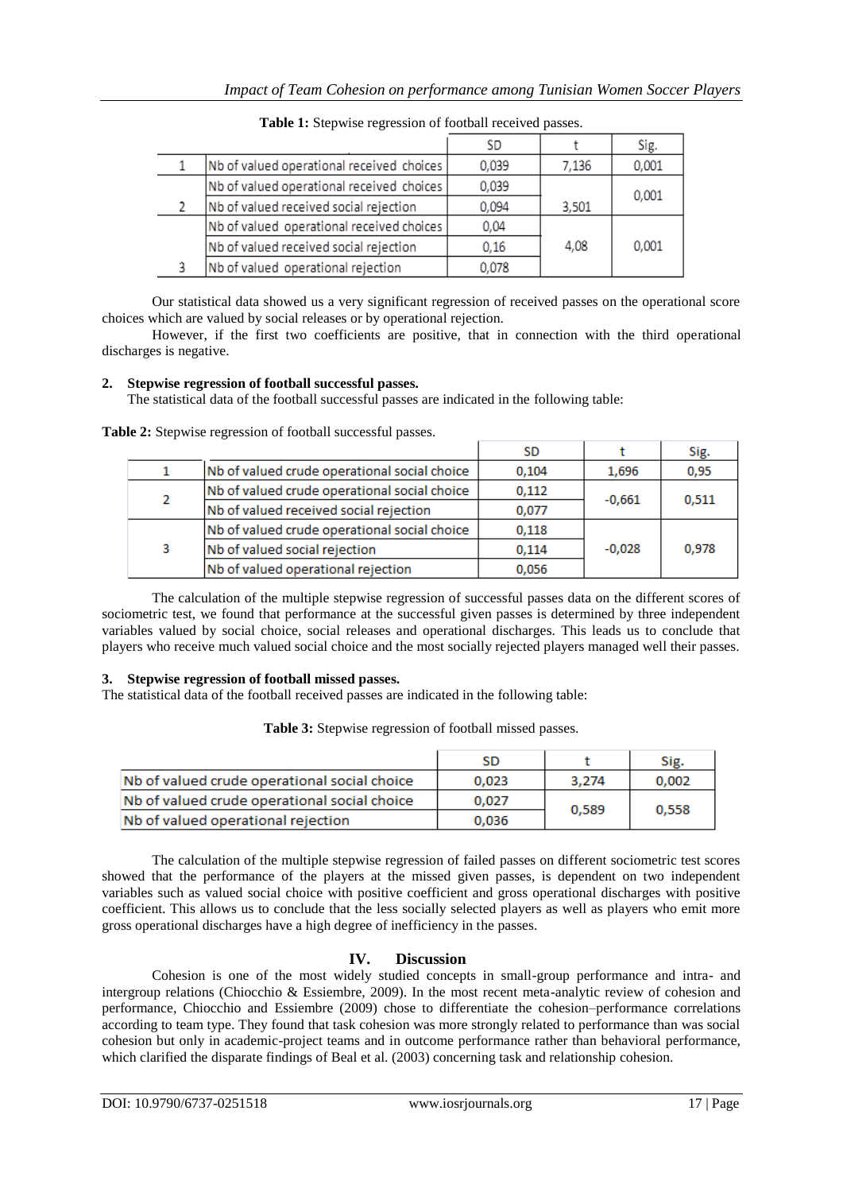**Table 1:** Stepwise regression of football received passes.

| | | SD | t | Sig. |
|---|---|---|---|---|
| 1 | Nb of valued operational received choices | 0,039 | 7,136 | 0,001 |
| 2 | Nb of valued operational received choices | 0,039 | 3,501 | 0,001 |
| | Nb of valued received social rejection | 0,094 | | |
| 3 | Nb of valued operational received choices | 0,04 | 4,08 | 0,001 |
| | Nb of valued received social rejection | 0,16 | | |
| | Nb of valued operational rejection | 0,078 | | |

Our statistical data showed us a very significant regression of received passes on the operational score choices which are valued by social releases or by operational rejection.

However, if the first two coefficients are positive, that in connection with the third operational discharges is negative.

**2. Stepwise regression of football successful passes.**

The statistical data of the football successful passes are indicated in the following table:

**Table 2:** Stepwise regression of football successful passes.

| | | SD | t | Sig. |
|---|---|---|---|---|
| 1 | Nb of valued crude operational social choice | 0,104 | 1,696 | 0,95 |
| 2 | Nb of valued crude operational social choice | 0,112 | -0,661 | 0,511 |
| | Nb of valued received social rejection | 0,077 | | |
| 3 | Nb of valued crude operational social choice | 0,118 | -0,028 | 0,978 |
| | Nb of valued social rejection | 0,114 | | |
| | Nb of valued operational rejection | 0,056 | | |

The calculation of the multiple stepwise regression of successful passes data on the different scores of sociometric test, we found that performance at the successful given passes is determined by three independent variables valued by social choice, social releases and operational discharges. This leads us to conclude that players who receive much valued social choice and the most socially rejected players managed well their passes.

**3. Stepwise regression of football missed passes.**

The statistical data of the football received passes are indicated in the following table:

**Table 3:** Stepwise regression of football missed passes.

| | SD | t | Sig. |
|---|---|---|---|
| Nb of valued crude operational social choice | 0,023 | 3,274 | 0,002 |
| Nb of valued crude operational social choice | 0,027 | 0,589 | 0,558 |
| Nb of valued operational rejection | 0,036 | | |

The calculation of the multiple stepwise regression of failed passes on different sociometric test scores showed that the performance of the players at the missed given passes, is dependent on two independent variables such as valued social choice with positive coefficient and gross operational discharges with positive coefficient. This allows us to conclude that the less socially selected players as well as players who emit more gross operational discharges have a high degree of inefficiency in the passes.

## IV. Discussion

Cohesion is one of the most widely studied concepts in small-group performance and intra- and intergroup relations (Chiocchio & Essiembre, 2009). In the most recent meta-analytic review of cohesion and performance, Chiocchio and Essiembre (2009) chose to differentiate the cohesion–performance correlations according to team type. They found that task cohesion was more strongly related to performance than was social cohesion but only in academic-project teams and in outcome performance rather than behavioral performance, which clarified the disparate findings of Beal et al. (2003) concerning task and relationship cohesion.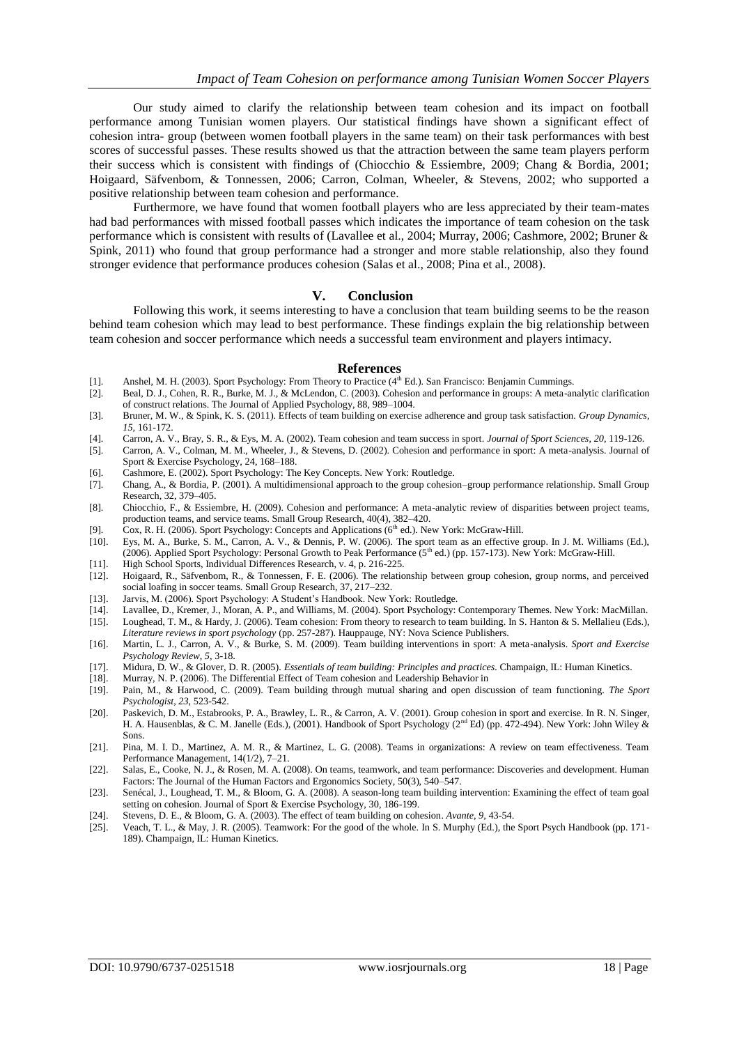Our study aimed to clarify the relationship between team cohesion and its impact on football performance among Tunisian women players. Our statistical findings have shown a significant effect of cohesion intra- group (between women football players in the same team) on their task performances with best scores of successful passes. These results showed us that the attraction between the same team players perform their success which is consistent with findings of (Chiocchio & Essiembre, 2009; Chang & Bordia, 2001; Hoigaard, Säfvenbom, & Tonnessen, 2006; Carron, Colman, Wheeler, & Stevens, 2002; who supported a positive relationship between team cohesion and performance.

Furthermore, we have found that women football players who are less appreciated by their team-mates had bad performances with missed football passes which indicates the importance of team cohesion on the task performance which is consistent with results of (Lavallee et al., 2004; Murray, 2006; Cashmore, 2002; Bruner & Spink, 2011) who found that group performance had a stronger and more stable relationship, also they found stronger evidence that performance produces cohesion (Salas et al., 2008; Pina et al., 2008).

## V. Conclusion

Following this work, it seems interesting to have a conclusion that team building seems to be the reason behind team cohesion which may lead to best performance. These findings explain the big relationship between team cohesion and soccer performance which needs a successful team environment and players intimacy.

## References

[1]. Anshel, M. H. (2003). Sport Psychology: From Theory to Practice (4th Ed.). San Francisco: Benjamin Cummings.

[2]. Beal, D. J., Cohen, R. R., Burke, M. J., & McLendon, C. (2003). Cohesion and performance in groups: A meta-analytic clarification of construct relations. The Journal of Applied Psychology, 88, 989–1004.

[3]. Bruner, M. W., & Spink, K. S. (2011). Effects of team building on exercise adherence and group task satisfaction. *Group Dynamics, 15*, 161-172.

[4]. Carron, A. V., Bray, S. R., & Eys, M. A. (2002). Team cohesion and team success in sport. *Journal of Sport Sciences, 20*, 119-126.

[5]. Carron, A. V., Colman, M. M., Wheeler, J., & Stevens, D. (2002). Cohesion and performance in sport: A meta-analysis. Journal of Sport & Exercise Psychology, 24, 168–188.

[6]. Cashmore, E. (2002). Sport Psychology: The Key Concepts. New York: Routledge.

[7]. Chang, A., & Bordia, P. (2001). A multidimensional approach to the group cohesion–group performance relationship. Small Group Research, 32, 379–405.

[8]. Chiocchio, F., & Essiembre, H. (2009). Cohesion and performance: A meta-analytic review of disparities between project teams, production teams, and service teams. Small Group Research, 40(4), 382–420.

[9]. Cox, R. H. (2006). Sport Psychology: Concepts and Applications (6th ed.). New York: McGraw-Hill.

[10]. Eys, M. A., Burke, S. M., Carron, A. V., & Dennis, P. W. (2006). The sport team as an effective group. In J. M. Williams (Ed.), (2006). Applied Sport Psychology: Personal Growth to Peak Performance (5th ed.) (pp. 157-173). New York: McGraw-Hill.

[11]. High School Sports, Individual Differences Research, v. 4, p. 216-225.

[12]. Hoigaard, R., Säfvenbom, R., & Tonnessen, F. E. (2006). The relationship between group cohesion, group norms, and perceived social loafing in soccer teams. Small Group Research, 37, 217–232.

[13]. Jarvis, M. (2006). Sport Psychology: A Student's Handbook. New York: Routledge.

[14]. Lavallee, D., Kremer, J., Moran, A. P., and Williams, M. (2004). Sport Psychology: Contemporary Themes. New York: MacMillan.

[15]. Loughead, T. M., & Hardy, J. (2006). Team cohesion: From theory to research to team building. In S. Hanton & S. Mellalieu (Eds.), *Literature reviews in sport psychology* (pp. 257-287). Hauppauge, NY: Nova Science Publishers.

[16]. Martin, L. J., Carron, A. V., & Burke, S. M. (2009). Team building interventions in sport: A meta-analysis. *Sport and Exercise Psychology Review, 5*, 3-18.

[17]. Midura, D. W., & Glover, D. R. (2005). *Essentials of team building: Principles and practices.* Champaign, IL: Human Kinetics.

[18]. Murray, N. P. (2006). The Differential Effect of Team cohesion and Leadership Behavior in

[19]. Pain, M., & Harwood, C. (2009). Team building through mutual sharing and open discussion of team functioning. *The Sport Psychologist, 23*, 523-542.

[20]. Paskevich, D. M., Estabrooks, P. A., Brawley, L. R., & Carron, A. V. (2001). Group cohesion in sport and exercise. In R. N. Singer, H. A. Hausenblas, & C. M. Janelle (Eds.), (2001). Handbook of Sport Psychology (2nd Ed) (pp. 472-494). New York: John Wiley & Sons.

[21]. Pina, M. I. D., Martinez, A. M. R., & Martinez, L. G. (2008). Teams in organizations: A review on team effectiveness. Team Performance Management, 14(1/2), 7–21.

[22]. Salas, E., Cooke, N. J., & Rosen, M. A. (2008). On teams, teamwork, and team performance: Discoveries and development. Human Factors: The Journal of the Human Factors and Ergonomics Society, 50(3), 540–547.

[23]. Senécal, J., Loughead, T. M., & Bloom, G. A. (2008). A season-long team building intervention: Examining the effect of team goal setting on cohesion. Journal of Sport & Exercise Psychology, 30, 186-199.

[24]. Stevens, D. E., & Bloom, G. A. (2003). The effect of team building on cohesion. *Avante, 9*, 43-54.

[25]. Veach, T. L., & May, J. R. (2005). Teamwork: For the good of the whole. In S. Murphy (Ed.), the Sport Psych Handbook (pp. 171-189). Champaign, IL: Human Kinetics.